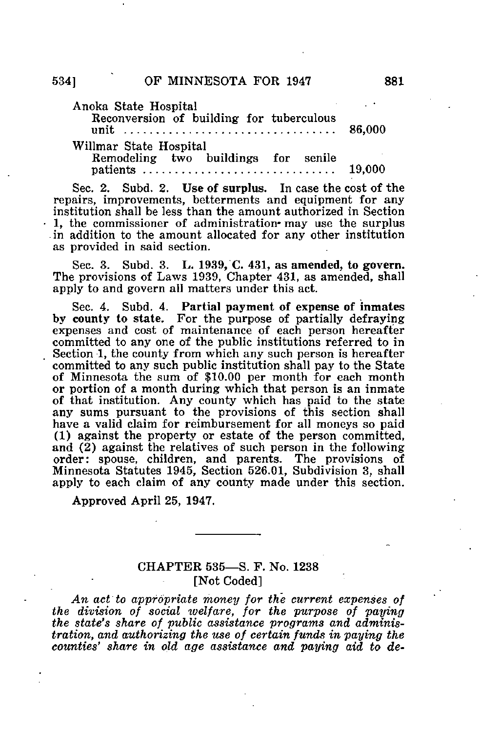| | |
|---|---|
| Anoka State Hospital<br>Reconversion of building for tuberculous unit | 86,000 |
| Willmar State Hospital<br>Remodeling two buildings for senile patients | 19,000 |

Sec. 2. Subd. 2. **Use of surplus.** In case the cost of the repairs, improvements, betterments and equipment for any institution shall be less than the amount authorized in Section 1, the commissioner of administration may use the surplus in addition to the amount allocated for any other institution as provided in said section.

Sec. 3. Subd. 3. **L. 1939, C. 431, as amended, to govern.** The provisions of Laws 1939, Chapter 431, as amended, shall apply to and govern all matters under this act.

Sec. 4. Subd. 4. **Partial payment of expense of inmates by county to state.** For the purpose of partially defraying expenses and cost of maintenance of each person hereafter committed to any one of the public institutions referred to in Section 1, the county from which any such person is hereafter committed to any such public institution shall pay to the State of Minnesota the sum of $10.00 per month for each month or portion of a month during which that person is an inmate of that institution. Any county which has paid to the state any sums pursuant to the provisions of this section shall have a valid claim for reimbursement for all moneys so paid (1) against the property or estate of the person committed, and (2) against the relatives of such person in the following order: spouse, children, and parents. The provisions of Minnesota Statutes 1945, Section 526.01, Subdivision 3, shall apply to each claim of any county made under this section.

**Approved April 25, 1947.**

---

## CHAPTER 535—S. F. No. 1238
[Not Coded]

*An act to appropriate money for the current expenses of the division of social welfare, for the purpose of paying the state's share of public assistance programs and administration, and authorizing the use of certain funds in paying the counties' share in old age assistance and paying aid to de-*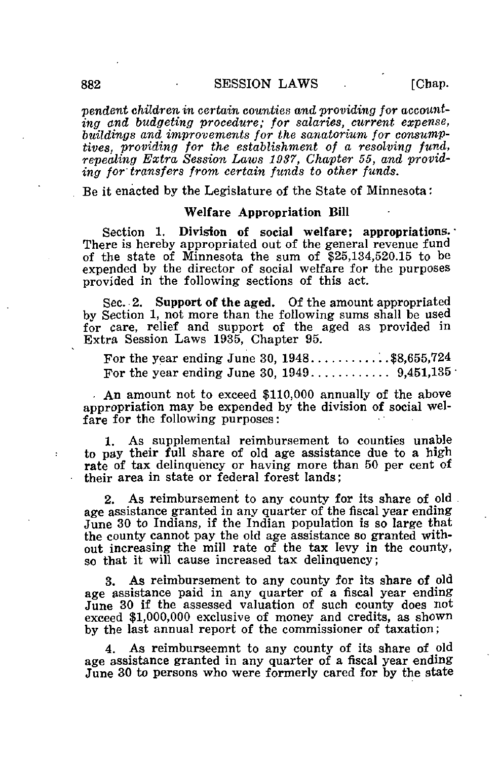*pendent children in certain counties and providing for accounting and budgeting procedure; for salaries, current expense, buildings and improvements for the sanatorium for consumptives, providing for the establishment of a resolving fund, repealing Extra Session Laws 1937, Chapter 55, and providing for transfers from certain funds to other funds.*

Be it enacted by the Legislature of the State of Minnesota:

## Welfare Appropriation Bill

Section 1. **Division of social welfare; appropriations.** There is hereby appropriated out of the general revenue fund of the state of Minnesota the sum of $25,134,520.15 to be expended by the director of social welfare for the purposes provided in the following sections of this act.

Sec. 2. **Support of the aged.** Of the amount appropriated by Section 1, not more than the following sums shall be used for care, relief and support of the aged as provided in Extra Session Laws 1935, Chapter 95.

For the year ending June 30, 1948............$8,655,724
For the year ending June 30, 1949............ 9,451,135

An amount not to exceed $110,000 annually of the above appropriation may be expended by the division of social welfare for the following purposes:

1. As supplemental reimbursement to counties unable to pay their full share of old age assistance due to a high rate of tax delinquency or having more than 50 per cent of their area in state or federal forest lands;

2. As reimbursement to any county for its share of old age assistance granted in any quarter of the fiscal year ending June 30 to Indians, if the Indian population is so large that the county cannot pay the old age assistance so granted without increasing the mill rate of the tax levy in the county, so that it will cause increased tax delinquency;

3. As reimbursement to any county for its share of old age assistance paid in any quarter of a fiscal year ending June 30 if the assessed valuation of such county does not exceed $1,000,000 exclusive of money and credits, as shown by the last annual report of the commissioner of taxation;

4. As reimburseemnt to any county of its share of old age assistance granted in any quarter of a fiscal year ending June 30 to persons who were formerly cared for by the state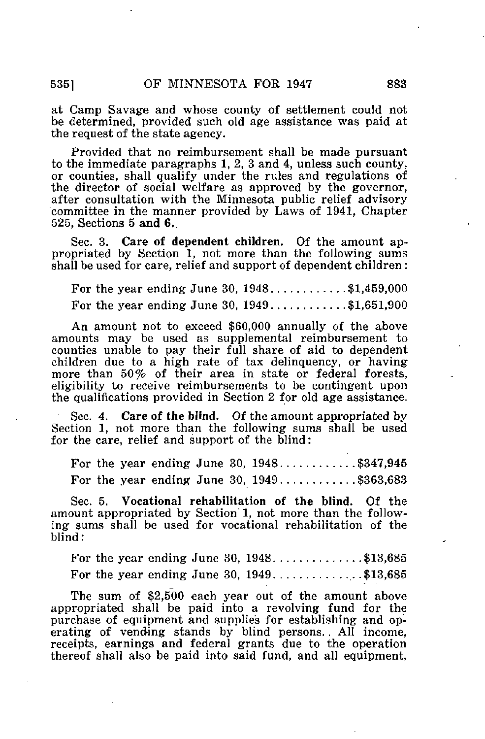at Camp Savage and whose county of settlement could not be determined, provided such old age assistance was paid at the request of the state agency.

Provided that no reimbursement shall be made pursuant to the immediate paragraphs 1, 2, 3 and 4, unless such county, or counties, shall qualify under the rules and regulations of the director of social welfare as approved by the governor, after consultation with the Minnesota public relief advisory committee in the manner provided by Laws of 1941, Chapter 525, Sections 5 **and 6.**

Sec. 3. **Care of dependent children.** Of the amount appropriated by Section 1, not more than the following sums shall be used for care, relief and support of dependent children:

For the year ending June 30, 1948............$1,459,000

For the year ending June 30, 1949............$1,651,900

An amount not to exceed $60,000 annually of the above amounts may be used as supplemental reimbursement to counties unable to pay their full share of aid to dependent children due to a high rate of tax delinquency, or having more than 50% of their area in state or federal forests, eligibility to receive reimbursements to be contingent upon the qualifications provided in Section 2 for old age assistance.

Sec. 4. **Care of the blind.** Of the amount appropriated by Section 1, not more than the following sums shall be used for the care, relief and support of the blind:

For the year ending June 30, 1948............$347,945

For the year ending June 30, 1949............$363,683

Sec. 5. **Vocational rehabilitation of the blind.** Of the amount appropriated by Section 1, not more than the following sums shall be used for vocational rehabilitation of the blind:

For the year ending June 30, 1948..............$13,685

For the year ending June 30, 1949..............$13,685

The sum of $2,500 each year out of the amount above appropriated shall be paid into a revolving fund for the purchase of equipment and supplies for establishing and operating of vending stands by blind persons. All income, receipts, earnings and federal grants due to the operation thereof shall also be paid into said fund, and all equipment,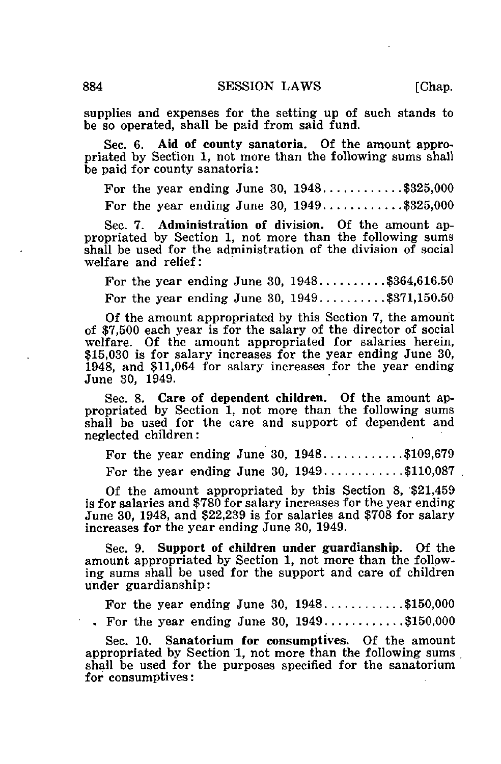supplies and expenses for the setting up of such stands to be so operated, shall be paid from said fund.

Sec. 6. **Aid of county sanatoria.** Of the amount appropriated by Section 1, not more than the following sums shall be paid for county sanatoria:

For the year ending June 30, 1948............$325,000

For the year ending June 30, 1949............$325,000

Sec. 7. **Administration of division.** Of the amount appropriated by Section 1, not more than the following sums shall be used for the administration of the division of social welfare and relief:

For the year ending June 30, 1948..........$364,616.50

For the year ending June 30, 1949..........$371,150.50

Of the amount appropriated by this Section 7, the amount of $7,500 each year is for the salary of the director of social welfare. Of the amount appropriated for salaries herein, $15,030 is for salary increases for the year ending June 30, 1948, and $11,064 for salary increases for the year ending June 30, 1949.

Sec. 8. **Care of dependent children.** Of the amount appropriated by Section 1, not more than the following sums shall be used for the care and support of dependent and neglected children:

For the year ending June 30, 1948............$109,679

For the year ending June 30, 1949............$110,087

Of the amount appropriated by this Section 8, $21,459 is for salaries and $780 for salary increases for the year ending June 30, 1948, and $22,239 is for salaries and $708 for salary increases for the year ending June 30, 1949.

Sec. 9. **Support of children under guardianship.** Of the amount appropriated by Section 1, not more than the following sums shall be used for the support and care of children under guardianship:

For the year ending June 30, 1948............$150,000

For the year ending June 30, 1949............$150,000

Sec. 10. **Sanatorium for consumptives.** Of the amount appropriated by Section 1, not more than the following sums shall be used for the purposes specified for the sanatorium for consumptives: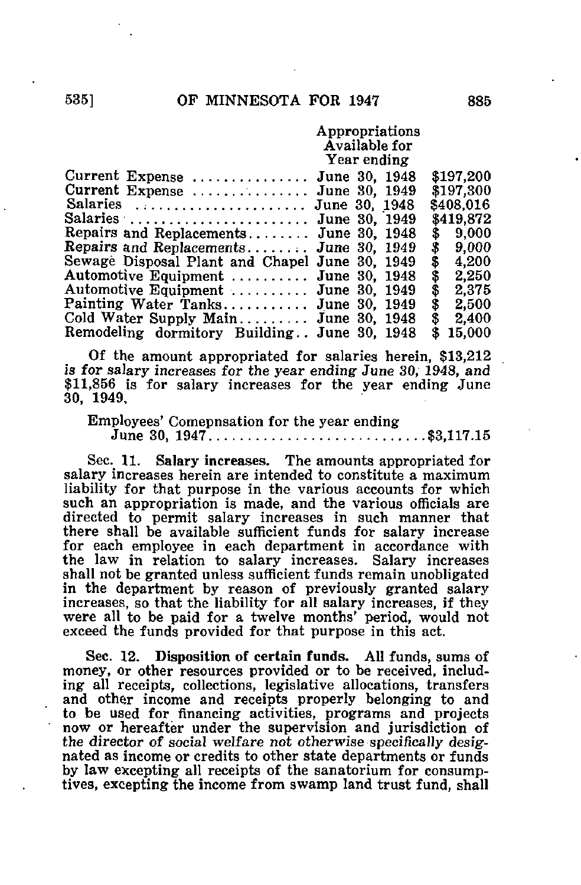| | Appropriations Available for Year ending | |
|---|---|---|
| Current Expense | June 30, 1948 | $197,200 |
| Current Expense | June 30, 1949 | $197,300 |
| Salaries | June 30, 1948 | $408,016 |
| Salaries | June 30, 1949 | $419,872 |
| Repairs and Replacements | June 30, 1948 | $ 9,000 |
| Repairs and Replacements | June 30, 1949 | $ 9,000 |
| Sewage Disposal Plant and Chapel | June 30, 1949 | $ 4,200 |
| Automotive Equipment | June 30, 1948 | $ 2,250 |
| Automotive Equipment | June 30, 1949 | $ 2,375 |
| Painting Water Tanks | June 30, 1949 | $ 2,500 |
| Cold Water Supply Main | June 30, 1948 | $ 2,400 |
| Remodeling dormitory Building | June 30, 1948 | $ 15,000 |

Of the amount appropriated for salaries herein, $13,212 is for salary increases for the year ending June 30, 1948, and $11,856 is for salary increases for the year ending June 30, 1949.

Employees' Comepnsation for the year ending June 30, 1947..........................$3,117.15

Sec. 11. **Salary increases.** The amounts appropriated for salary increases herein are intended to constitute a maximum liability for that purpose in the various accounts for which such an appropriation is made, and the various officials are directed to permit salary increases in such manner that there shall be available sufficient funds for salary increase for each employee in each department in accordance with the law in relation to salary increases. Salary increases shall not be granted unless sufficient funds remain unobligated in the department by reason of previously granted salary increases, so that the liability for all salary increases, if they were all to be paid for a twelve months' period, would not exceed the funds provided for that purpose in this act.

Sec. 12. **Disposition of certain funds.** All funds, sums of money, or other resources provided or to be received, including all receipts, collections, legislative allocations, transfers and other income and receipts properly belonging to and to be used for financing activities, programs and projects now or hereafter under the supervision and jurisdiction of the director of social welfare not otherwise specifically designated as income or credits to other state departments or funds by law excepting all receipts of the sanatorium for consumptives, excepting the income from swamp land trust fund, shall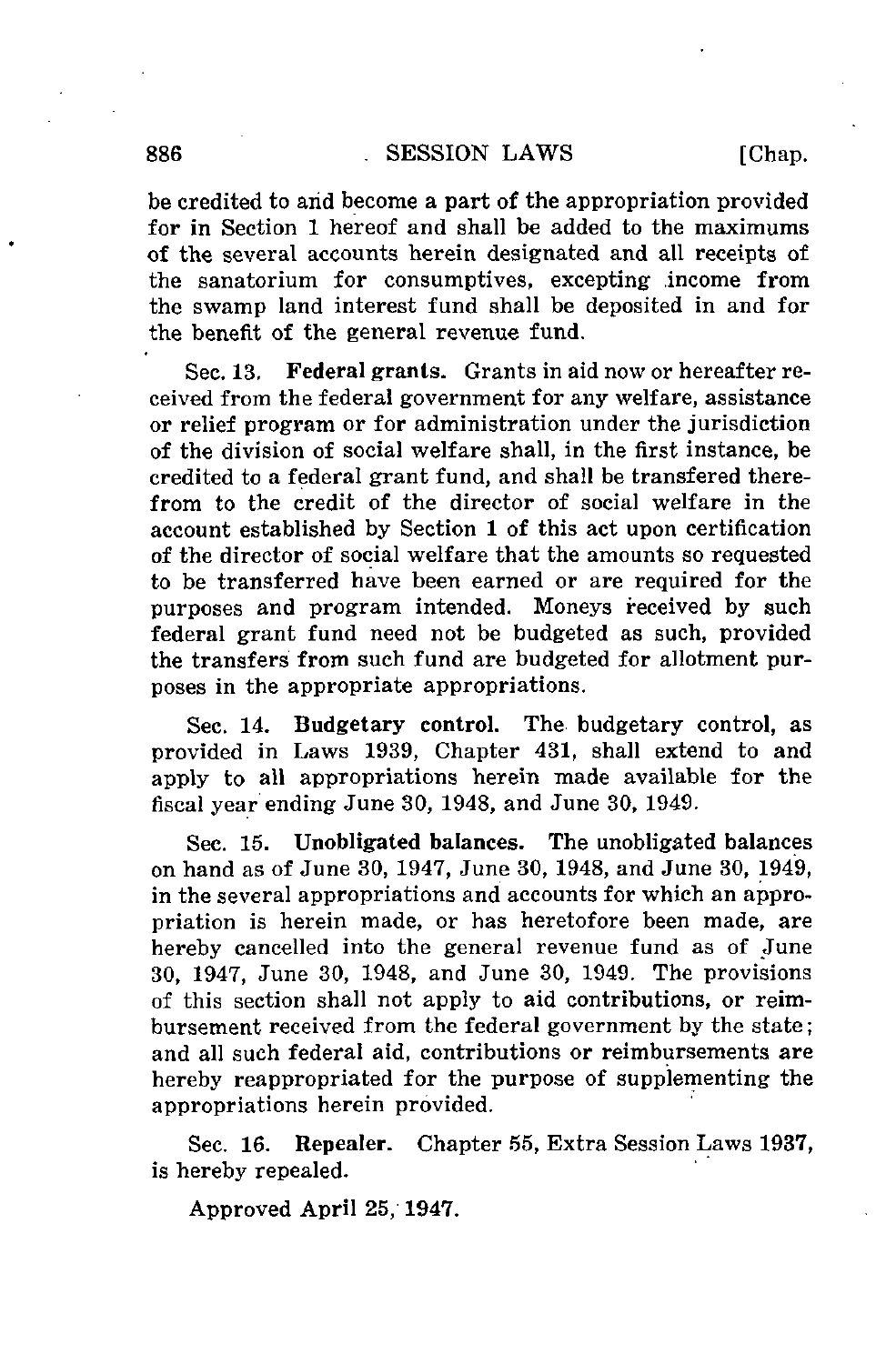be credited to and become a part of the appropriation provided for in Section 1 hereof and shall be added to the maximums of the several accounts herein designated and all receipts of the sanatorium for consumptives, excepting income from the swamp land interest fund shall be deposited in and for the benefit of the general revenue fund.

Sec. 13. **Federal grants.** Grants in aid now or hereafter received from the federal government for any welfare, assistance or relief program or for administration under the jurisdiction of the division of social welfare shall, in the first instance, be credited to a federal grant fund, and shall be transfered therefrom to the credit of the director of social welfare in the account established by Section 1 of this act upon certification of the director of social welfare that the amounts so requested to be transferred have been earned or are required for the purposes and program intended. Moneys received by such federal grant fund need not be budgeted as such, provided the transfers from such fund are budgeted for allotment purposes in the appropriate appropriations.

Sec. 14. **Budgetary control.** The budgetary control, as provided in Laws 1939, Chapter 431, shall extend to and apply to all appropriations herein made available for the fiscal year ending June 30, 1948, and June 30, 1949.

Sec. 15. **Unobligated balances.** The unobligated balances on hand as of June 30, 1947, June 30, 1948, and June 30, 1949, in the several appropriations and accounts for which an appropriation is herein made, or has heretofore been made, are hereby cancelled into the general revenue fund as of June 30, 1947, June 30, 1948, and June 30, 1949. The provisions of this section shall not apply to aid contributions, or reimbursement received from the federal government by the state; and all such federal aid, contributions or reimbursements are hereby reappropriated for the purpose of supplementing the appropriations herein provided.

Sec. 16. **Repealer.** Chapter 55, Extra Session Laws 1937, is hereby repealed.

Approved April 25, 1947.